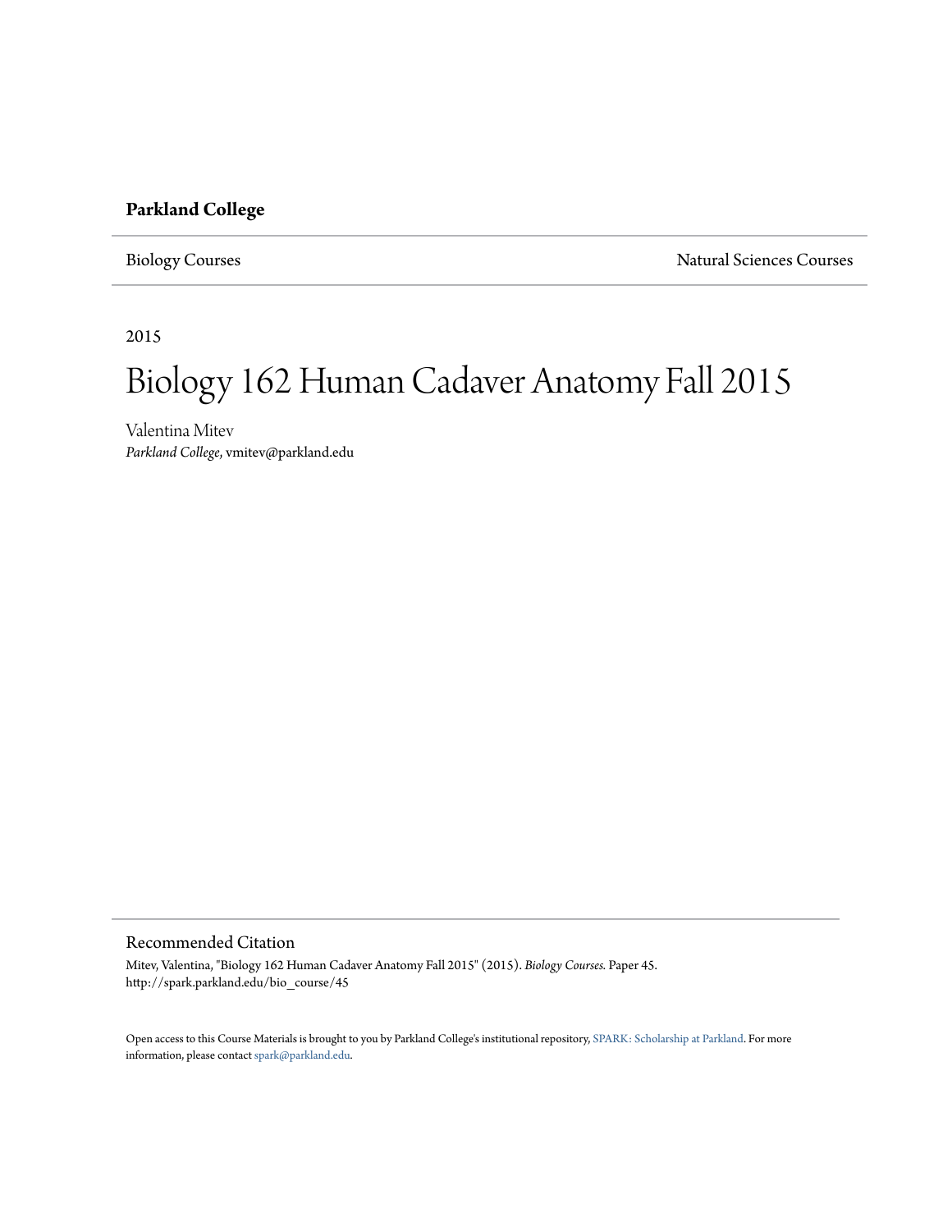**Parkland College**

Biology Courses | Natural Sciences Courses

2015

# Biology 162 Human Cadaver Anatomy Fall 2015

Valentina Mitev
*Parkland College*, vmitev@parkland.edu

## Recommended Citation

Mitev, Valentina, "Biology 162 Human Cadaver Anatomy Fall 2015" (2015). *Biology Courses.* Paper 45.
http://spark.parkland.edu/bio_course/45

Open access to this Course Materials is brought to you by Parkland College's institutional repository, SPARK: Scholarship at Parkland. For more information, please contact spark@parkland.edu.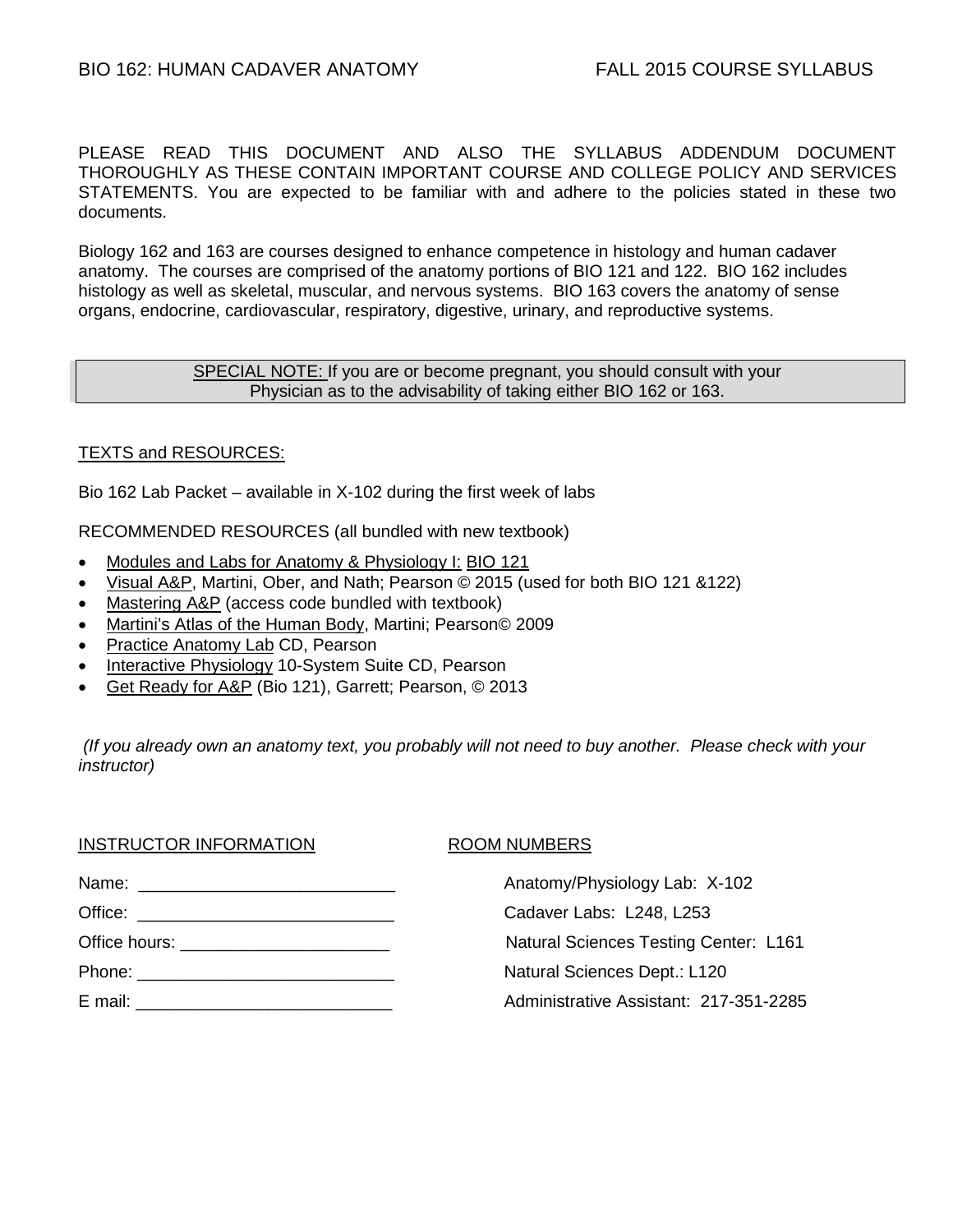# BIO 162: HUMAN CADAVER ANATOMY — FALL 2015 COURSE SYLLABUS

PLEASE READ THIS DOCUMENT AND ALSO THE SYLLABUS ADDENDUM DOCUMENT THOROUGHLY AS THESE CONTAIN IMPORTANT COURSE AND COLLEGE POLICY AND SERVICES STATEMENTS. You are expected to be familiar with and adhere to the policies stated in these two documents.

Biology 162 and 163 are courses designed to enhance competence in histology and human cadaver anatomy. The courses are comprised of the anatomy portions of BIO 121 and 122. BIO 162 includes histology as well as skeletal, muscular, and nervous systems. BIO 163 covers the anatomy of sense organs, endocrine, cardiovascular, respiratory, digestive, urinary, and reproductive systems.

> SPECIAL NOTE: If you are or become pregnant, you should consult with your Physician as to the advisability of taking either BIO 162 or 163.

## TEXTS and RESOURCES:

Bio 162 Lab Packet – available in X-102 during the first week of labs

RECOMMENDED RESOURCES (all bundled with new textbook)

- Modules and Labs for Anatomy & Physiology I: BIO 121
- Visual A&P, Martini, Ober, and Nath; Pearson © 2015 (used for both BIO 121 &122)
- Mastering A&P (access code bundled with textbook)
- Martini's Atlas of the Human Body, Martini; Pearson© 2009
- Practice Anatomy Lab CD, Pearson
- Interactive Physiology 10-System Suite CD, Pearson
- Get Ready for A&P (Bio 121), Garrett; Pearson, © 2013

*(If you already own an anatomy text, you probably will not need to buy another. Please check with your instructor)*

## INSTRUCTOR INFORMATION

Name: ___________________________

Office: ___________________________

Office hours: ______________________

Phone: ___________________________

E mail: ___________________________

## ROOM NUMBERS

Anatomy/Physiology Lab: X-102

Cadaver Labs: L248, L253

Natural Sciences Testing Center: L161

Natural Sciences Dept.: L120

Administrative Assistant: 217-351-2285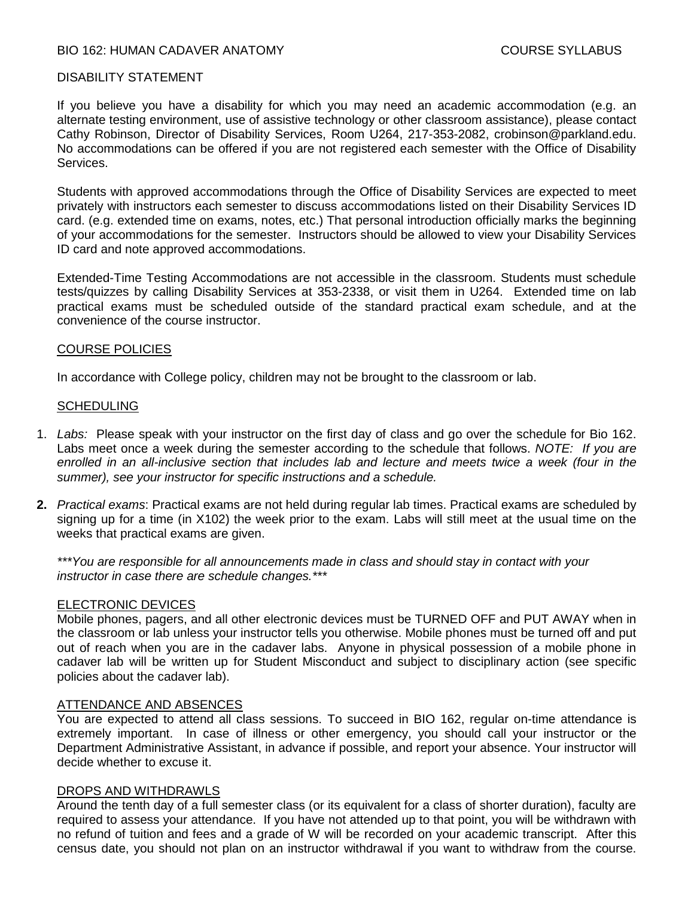## DISABILITY STATEMENT

If you believe you have a disability for which you may need an academic accommodation (e.g. an alternate testing environment, use of assistive technology or other classroom assistance), please contact Cathy Robinson, Director of Disability Services, Room U264, 217-353-2082, crobinson@parkland.edu. No accommodations can be offered if you are not registered each semester with the Office of Disability Services.

Students with approved accommodations through the Office of Disability Services are expected to meet privately with instructors each semester to discuss accommodations listed on their Disability Services ID card. (e.g. extended time on exams, notes, etc.) That personal introduction officially marks the beginning of your accommodations for the semester. Instructors should be allowed to view your Disability Services ID card and note approved accommodations.

Extended-Time Testing Accommodations are not accessible in the classroom. Students must schedule tests/quizzes by calling Disability Services at 353-2338, or visit them in U264. Extended time on lab practical exams must be scheduled outside of the standard practical exam schedule, and at the convenience of the course instructor.

## COURSE POLICIES

In accordance with College policy, children may not be brought to the classroom or lab.

### SCHEDULING

1. *Labs:* Please speak with your instructor on the first day of class and go over the schedule for Bio 162. Labs meet once a week during the semester according to the schedule that follows. *NOTE: If you are enrolled in an all-inclusive section that includes lab and lecture and meets twice a week (four in the summer), see your instructor for specific instructions and a schedule.*

2. *Practical exams*: Practical exams are not held during regular lab times. Practical exams are scheduled by signing up for a time (in X102) the week prior to the exam. Labs will still meet at the usual time on the weeks that practical exams are given.

****You are responsible for all announcements made in class and should stay in contact with your instructor in case there are schedule changes.****

### ELECTRONIC DEVICES

Mobile phones, pagers, and all other electronic devices must be TURNED OFF and PUT AWAY when in the classroom or lab unless your instructor tells you otherwise. Mobile phones must be turned off and put out of reach when you are in the cadaver labs. Anyone in physical possession of a mobile phone in cadaver lab will be written up for Student Misconduct and subject to disciplinary action (see specific policies about the cadaver lab).

### ATTENDANCE AND ABSENCES

You are expected to attend all class sessions. To succeed in BIO 162, regular on-time attendance is extremely important. In case of illness or other emergency, you should call your instructor or the Department Administrative Assistant, in advance if possible, and report your absence. Your instructor will decide whether to excuse it.

### DROPS AND WITHDRAWLS

Around the tenth day of a full semester class (or its equivalent for a class of shorter duration), faculty are required to assess your attendance. If you have not attended up to that point, you will be withdrawn with no refund of tuition and fees and a grade of W will be recorded on your academic transcript. After this census date, you should not plan on an instructor withdrawal if you want to withdraw from the course.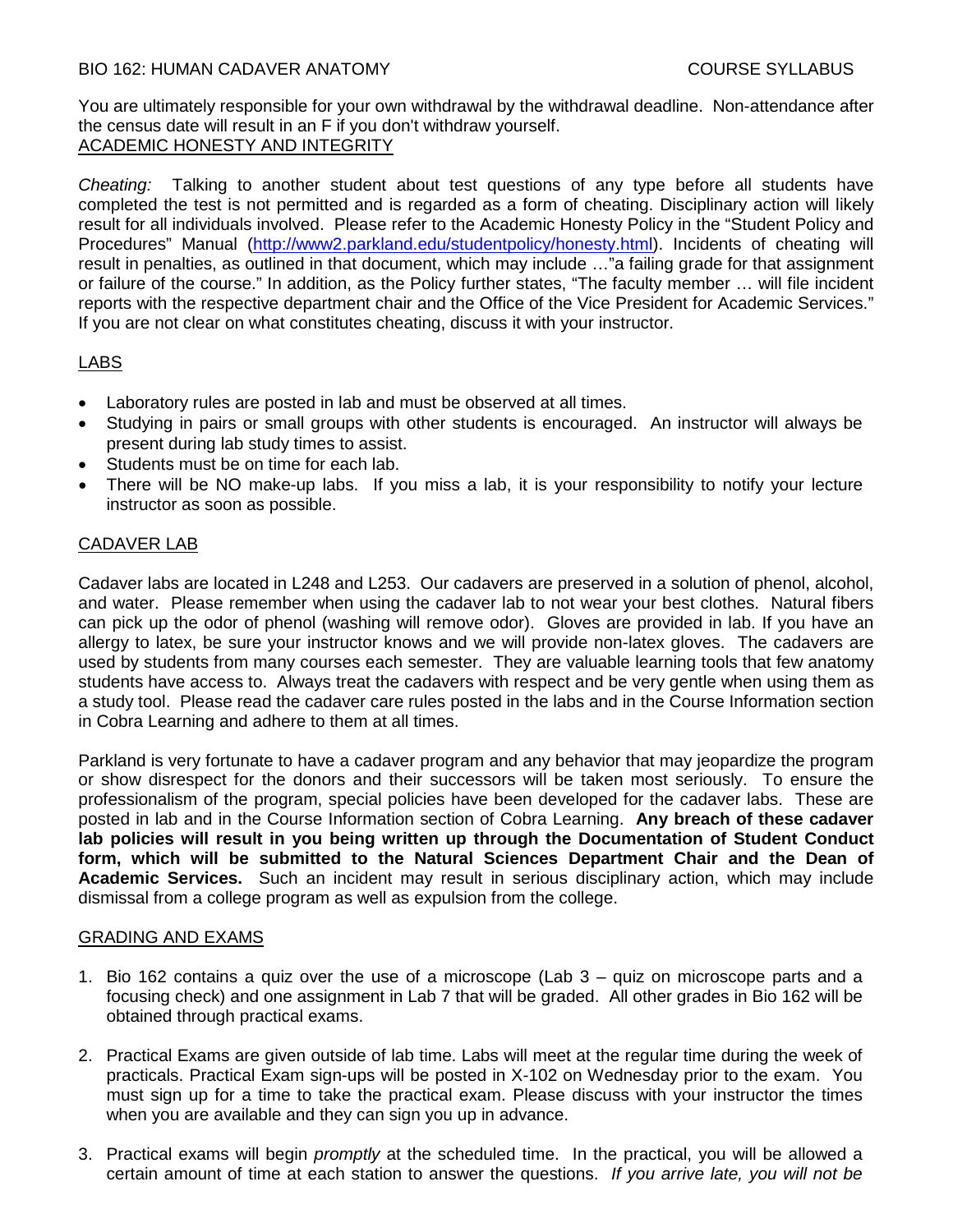You are ultimately responsible for your own withdrawal by the withdrawal deadline. Non-attendance after the census date will result in an F if you don't withdraw yourself.

## ACADEMIC HONESTY AND INTEGRITY

*Cheating:* Talking to another student about test questions of any type before all students have completed the test is not permitted and is regarded as a form of cheating. Disciplinary action will likely result for all individuals involved. Please refer to the Academic Honesty Policy in the "Student Policy and Procedures" Manual (http://www2.parkland.edu/studentpolicy/honesty.html). Incidents of cheating will result in penalties, as outlined in that document, which may include …"a failing grade for that assignment or failure of the course." In addition, as the Policy further states, "The faculty member … will file incident reports with the respective department chair and the Office of the Vice President for Academic Services." If you are not clear on what constitutes cheating, discuss it with your instructor.

## LABS

- Laboratory rules are posted in lab and must be observed at all times.
- Studying in pairs or small groups with other students is encouraged. An instructor will always be present during lab study times to assist.
- Students must be on time for each lab.
- There will be NO make-up labs. If you miss a lab, it is your responsibility to notify your lecture instructor as soon as possible.

## CADAVER LAB

Cadaver labs are located in L248 and L253. Our cadavers are preserved in a solution of phenol, alcohol, and water. Please remember when using the cadaver lab to not wear your best clothes. Natural fibers can pick up the odor of phenol (washing will remove odor). Gloves are provided in lab. If you have an allergy to latex, be sure your instructor knows and we will provide non-latex gloves. The cadavers are used by students from many courses each semester. They are valuable learning tools that few anatomy students have access to. Always treat the cadavers with respect and be very gentle when using them as a study tool. Please read the cadaver care rules posted in the labs and in the Course Information section in Cobra Learning and adhere to them at all times.

Parkland is very fortunate to have a cadaver program and any behavior that may jeopardize the program or show disrespect for the donors and their successors will be taken most seriously. To ensure the professionalism of the program, special policies have been developed for the cadaver labs. These are posted in lab and in the Course Information section of Cobra Learning. **Any breach of these cadaver lab policies will result in you being written up through the Documentation of Student Conduct form, which will be submitted to the Natural Sciences Department Chair and the Dean of Academic Services.** Such an incident may result in serious disciplinary action, which may include dismissal from a college program as well as expulsion from the college.

## GRADING AND EXAMS

1. Bio 162 contains a quiz over the use of a microscope (Lab 3 – quiz on microscope parts and a focusing check) and one assignment in Lab 7 that will be graded. All other grades in Bio 162 will be obtained through practical exams.

2. Practical Exams are given outside of lab time. Labs will meet at the regular time during the week of practicals. Practical Exam sign-ups will be posted in X-102 on Wednesday prior to the exam. You must sign up for a time to take the practical exam. Please discuss with your instructor the times when you are available and they can sign you up in advance.

3. Practical exams will begin *promptly* at the scheduled time. In the practical, you will be allowed a certain amount of time at each station to answer the questions. *If you arrive late, you will not be*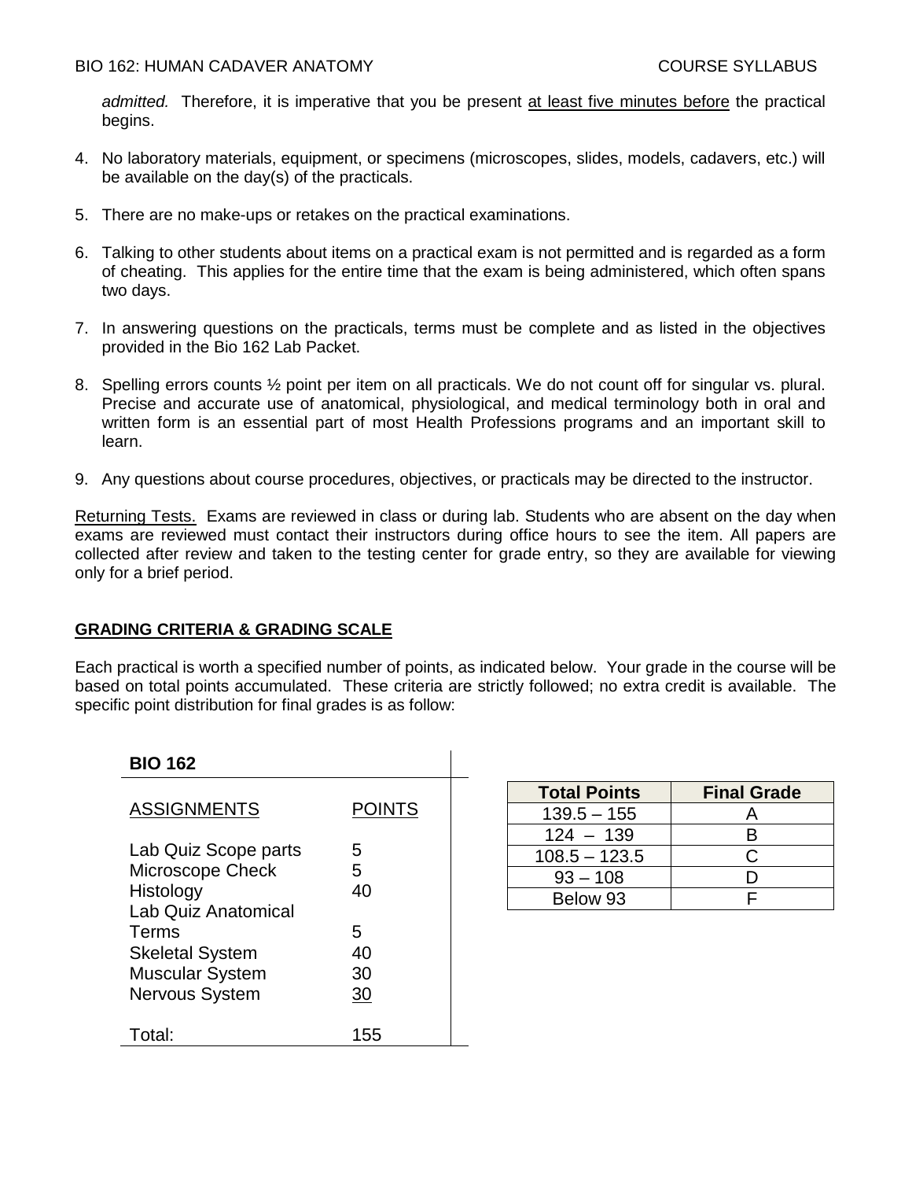*admitted.* Therefore, it is imperative that you be present at least five minutes before the practical begins.

4. No laboratory materials, equipment, or specimens (microscopes, slides, models, cadavers, etc.) will be available on the day(s) of the practicals.

5. There are no make-ups or retakes on the practical examinations.

6. Talking to other students about items on a practical exam is not permitted and is regarded as a form of cheating. This applies for the entire time that the exam is being administered, which often spans two days.

7. In answering questions on the practicals, terms must be complete and as listed in the objectives provided in the Bio 162 Lab Packet.

8. Spelling errors counts ½ point per item on all practicals. We do not count off for singular vs. plural. Precise and accurate use of anatomical, physiological, and medical terminology both in oral and written form is an essential part of most Health Professions programs and an important skill to learn.

9. Any questions about course procedures, objectives, or practicals may be directed to the instructor.

Returning Tests. Exams are reviewed in class or during lab. Students who are absent on the day when exams are reviewed must contact their instructors during office hours to see the item. All papers are collected after review and taken to the testing center for grade entry, so they are available for viewing only for a brief period.

## GRADING CRITERIA & GRADING SCALE

Each practical is worth a specified number of points, as indicated below. Your grade in the course will be based on total points accumulated. These criteria are strictly followed; no extra credit is available. The specific point distribution for final grades is as follow:

**BIO 162**

| ASSIGNMENTS | POINTS |
|---|---|
| Lab Quiz Scope parts | 5 |
| Microscope Check | 5 |
| Histology | 40 |
| Lab Quiz Anatomical Terms | 5 |
| Skeletal System | 40 |
| Muscular System | 30 |
| Nervous System | 30 |
| Total: | 155 |

| Total Points | Final Grade |
|---|---|
| 139.5 – 155 | A |
| 124 – 139 | B |
| 108.5 – 123.5 | C |
| 93 – 108 | D |
| Below 93 | F |